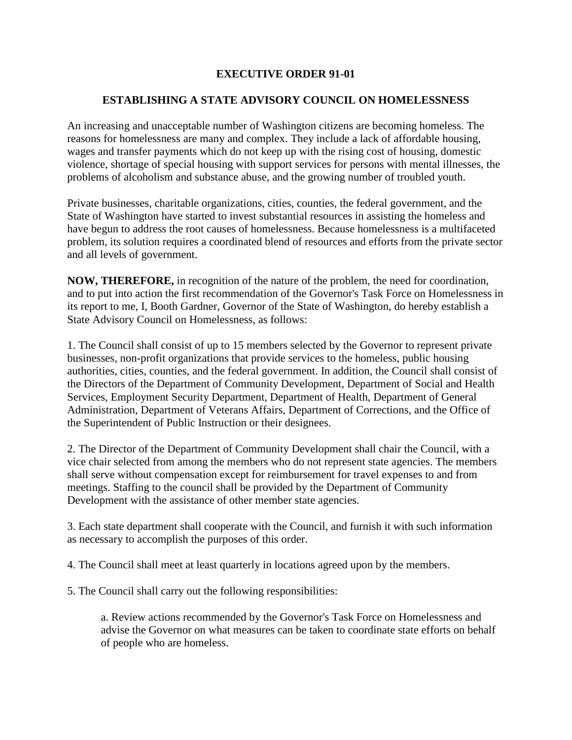# EXECUTIVE ORDER 91-01

## ESTABLISHING A STATE ADVISORY COUNCIL ON HOMELESSNESS

An increasing and unacceptable number of Washington citizens are becoming homeless. The reasons for homelessness are many and complex. They include a lack of affordable housing, wages and transfer payments which do not keep up with the rising cost of housing, domestic violence, shortage of special housing with support services for persons with mental illnesses, the problems of alcoholism and substance abuse, and the growing number of troubled youth.

Private businesses, charitable organizations, cities, counties, the federal government, and the State of Washington have started to invest substantial resources in assisting the homeless and have begun to address the root causes of homelessness. Because homelessness is a multifaceted problem, its solution requires a coordinated blend of resources and efforts from the private sector and all levels of government.

**NOW, THEREFORE,** in recognition of the nature of the problem, the need for coordination, and to put into action the first recommendation of the Governor's Task Force on Homelessness in its report to me, I, Booth Gardner, Governor of the State of Washington, do hereby establish a State Advisory Council on Homelessness, as follows:

1. The Council shall consist of up to 15 members selected by the Governor to represent private businesses, non-profit organizations that provide services to the homeless, public housing authorities, cities, counties, and the federal government. In addition, the Council shall consist of the Directors of the Department of Community Development, Department of Social and Health Services, Employment Security Department, Department of Health, Department of General Administration, Department of Veterans Affairs, Department of Corrections, and the Office of the Superintendent of Public Instruction or their designees.

2. The Director of the Department of Community Development shall chair the Council, with a vice chair selected from among the members who do not represent state agencies. The members shall serve without compensation except for reimbursement for travel expenses to and from meetings. Staffing to the council shall be provided by the Department of Community Development with the assistance of other member state agencies.

3. Each state department shall cooperate with the Council, and furnish it with such information as necessary to accomplish the purposes of this order.

4. The Council shall meet at least quarterly in locations agreed upon by the members.

5. The Council shall carry out the following responsibilities:

   a. Review actions recommended by the Governor's Task Force on Homelessness and advise the Governor on what measures can be taken to coordinate state efforts on behalf of people who are homeless.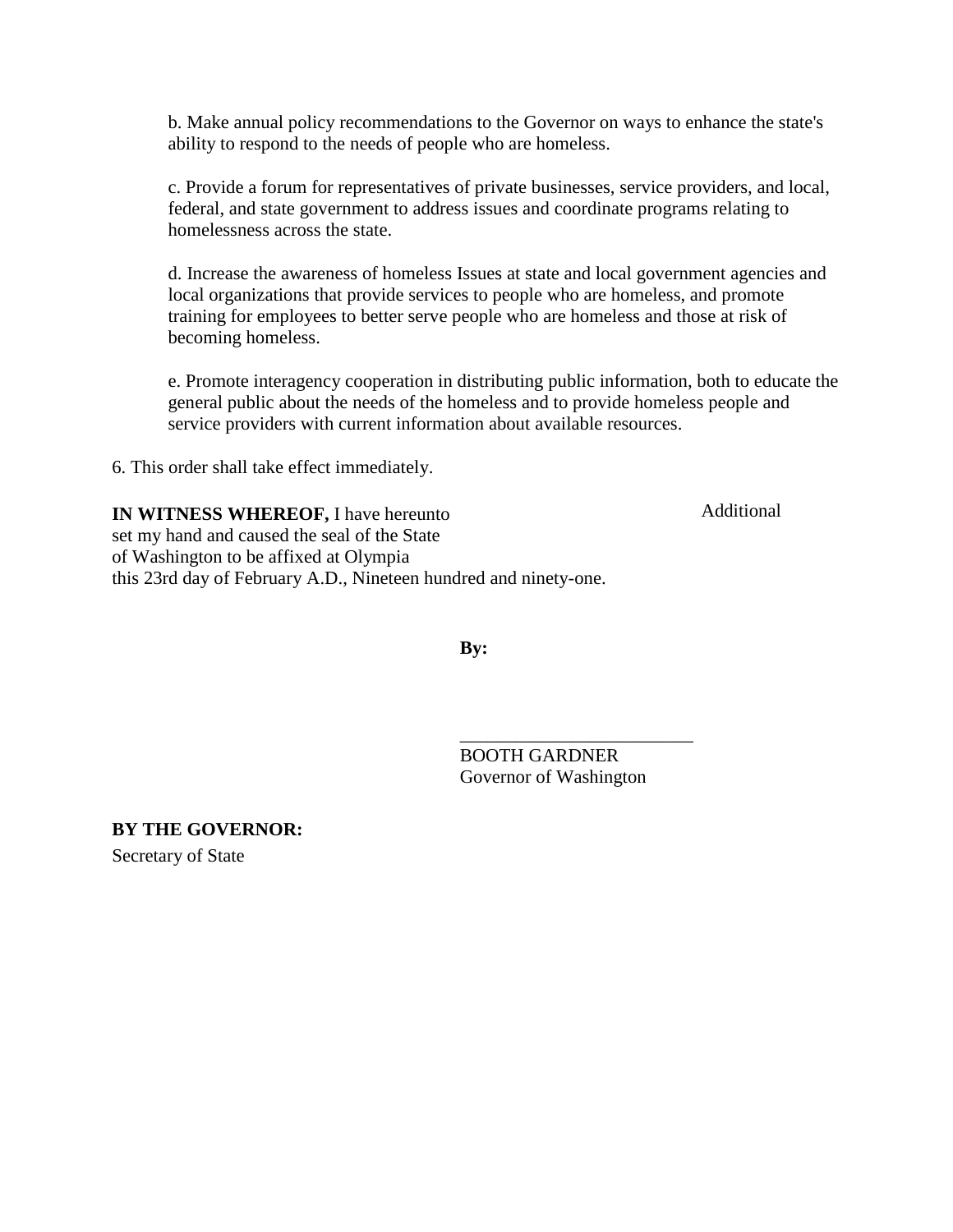b. Make annual policy recommendations to the Governor on ways to enhance the state's ability to respond to the needs of people who are homeless.

c. Provide a forum for representatives of private businesses, service providers, and local, federal, and state government to address issues and coordinate programs relating to homelessness across the state.

d. Increase the awareness of homeless Issues at state and local government agencies and local organizations that provide services to people who are homeless, and promote training for employees to better serve people who are homeless and those at risk of becoming homeless.

e. Promote interagency cooperation in distributing public information, both to educate the general public about the needs of the homeless and to provide homeless people and service providers with current information about available resources.

6. This order shall take effect immediately.

**IN WITNESS WHEREOF,** I have hereunto set my hand and caused the seal of the State of Washington to be affixed at Olympia this 23rd day of February A.D., Nineteen hundred and ninety-one.

Additional

**By:**

\_\_\_\_\_\_\_\_\_\_\_\_\_\_\_\_\_\_\_\_\_\_\_\_\_

BOOTH GARDNER
Governor of Washington

**BY THE GOVERNOR:**

Secretary of State